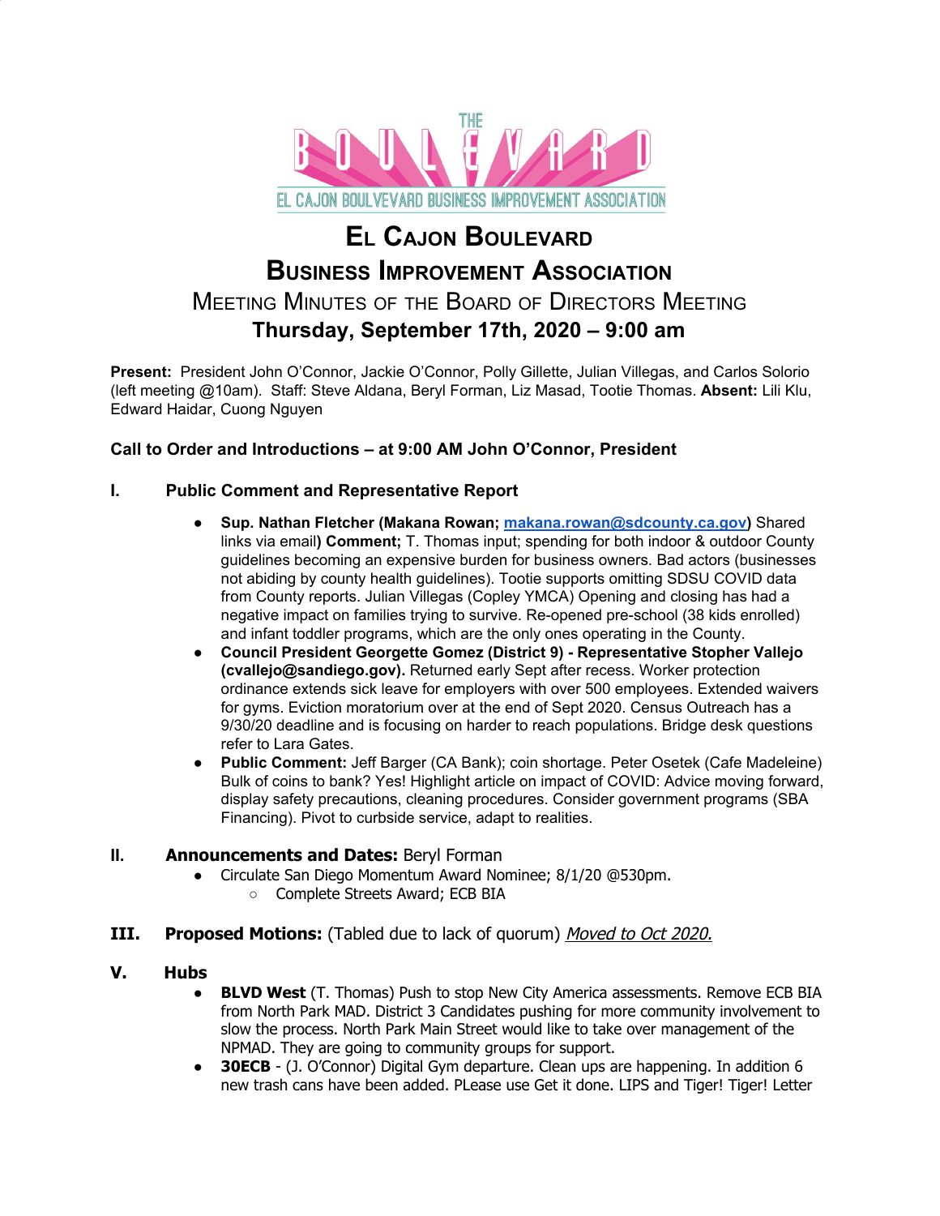THE BOULEVARD

EL CAJON BOULEVARD BUSINESS IMPROVEMENT ASSOCIATION

# El Cajon Boulevard Business Improvement Association

## Meeting Minutes of the Board of Directors Meeting

### Thursday, September 17th, 2020 – 9:00 am

**Present:** President John O'Connor, Jackie O'Connor, Polly Gillette, Julian Villegas, and Carlos Solorio (left meeting @10am). Staff: Steve Aldana, Beryl Forman, Liz Masad, Tootie Thomas. **Absent:** Lili Klu, Edward Haidar, Cuong Nguyen

**Call to Order and Introductions – at 9:00 AM John O'Connor, President**

**I. Public Comment and Representative Report**

- **Sup. Nathan Fletcher (Makana Rowan; makana.rowan@sdcounty.ca.gov)** Shared links via email**) Comment;** T. Thomas input; spending for both indoor & outdoor County guidelines becoming an expensive burden for business owners. Bad actors (businesses not abiding by county health guidelines). Tootie supports omitting SDSU COVID data from County reports. Julian Villegas (Copley YMCA) Opening and closing has had a negative impact on families trying to survive. Re-opened pre-school (38 kids enrolled) and infant toddler programs, which are the only ones operating in the County.
- **Council President Georgette Gomez (District 9) - Representative Stopher Vallejo (cvallejo@sandiego.gov).** Returned early Sept after recess. Worker protection ordinance extends sick leave for employers with over 500 employees. Extended waivers for gyms. Eviction moratorium over at the end of Sept 2020. Census Outreach has a 9/30/20 deadline and is focusing on harder to reach populations. Bridge desk questions refer to Lara Gates.
- **Public Comment:** Jeff Barger (CA Bank); coin shortage. Peter Osetek (Cafe Madeleine) Bulk of coins to bank? Yes! Highlight article on impact of COVID: Advice moving forward, display safety precautions, cleaning procedures. Consider government programs (SBA Financing). Pivot to curbside service, adapt to realities.

**II. Announcements and Dates:** Beryl Forman

- Circulate San Diego Momentum Award Nominee; 8/1/20 @530pm.
  - Complete Streets Award; ECB BIA

**III. Proposed Motions:** (Tabled due to lack of quorum) *Moved to Oct 2020.*

**V. Hubs**

- **BLVD West** (T. Thomas) Push to stop New City America assessments. Remove ECB BIA from North Park MAD. District 3 Candidates pushing for more community involvement to slow the process. North Park Main Street would like to take over management of the NPMAD. They are going to community groups for support.
- **30ECB** - (J. O'Connor) Digital Gym departure. Clean ups are happening. In addition 6 new trash cans have been added. PLease use Get it done. LIPS and Tiger! Tiger! Letter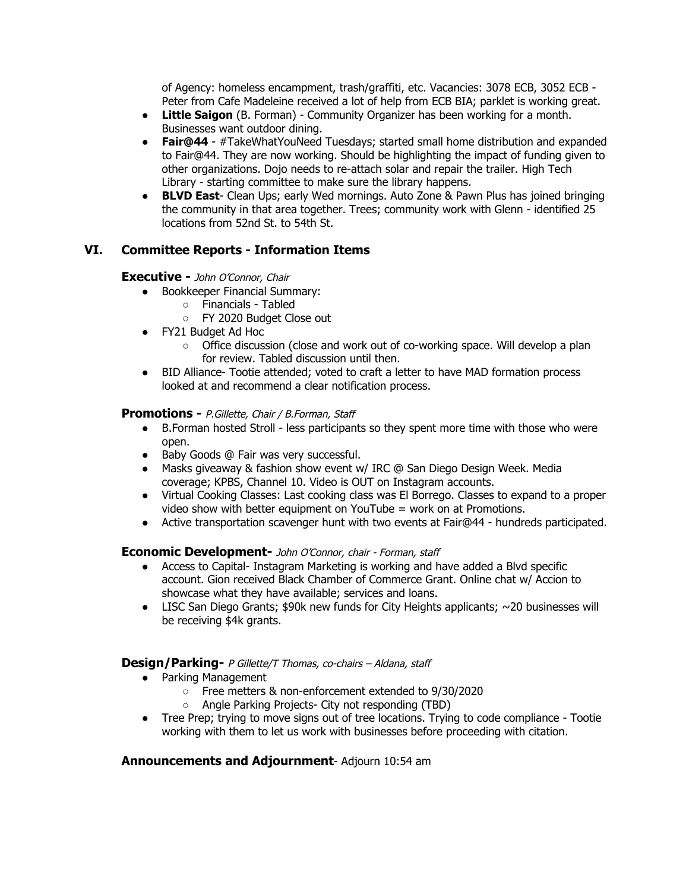of Agency: homeless encampment, trash/graffiti, etc. Vacancies: 3078 ECB, 3052 ECB - Peter from Cafe Madeleine received a lot of help from ECB BIA; parklet is working great.

- **Little Saigon** (B. Forman) - Community Organizer has been working for a month. Businesses want outdoor dining.
- **Fair@44** - #TakeWhatYouNeed Tuesdays; started small home distribution and expanded to Fair@44. They are now working. Should be highlighting the impact of funding given to other organizations. Dojo needs to re-attach solar and repair the trailer. High Tech Library - starting committee to make sure the library happens.
- **BLVD East**- Clean Ups; early Wed mornings. Auto Zone & Pawn Plus has joined bringing the community in that area together. Trees; community work with Glenn - identified 25 locations from 52nd St. to 54th St.

## VI. Committee Reports - Information Items

### Executive - *John O'Connor, Chair*

- Bookkeeper Financial Summary:
  - Financials - Tabled
  - FY 2020 Budget Close out
- FY21 Budget Ad Hoc
  - Office discussion (close and work out of co-working space. Will develop a plan for review. Tabled discussion until then.
- BID Alliance- Tootie attended; voted to craft a letter to have MAD formation process looked at and recommend a clear notification process.

### Promotions - *P.Gillette, Chair / B.Forman, Staff*

- B.Forman hosted Stroll - less participants so they spent more time with those who were open.
- Baby Goods @ Fair was very successful.
- Masks giveaway & fashion show event w/ IRC @ San Diego Design Week. Media coverage; KPBS, Channel 10. Video is OUT on Instagram accounts.
- Virtual Cooking Classes: Last cooking class was El Borrego. Classes to expand to a proper video show with better equipment on YouTube = work on at Promotions.
- Active transportation scavenger hunt with two events at Fair@44 - hundreds participated.

### Economic Development- *John O'Connor, chair - Forman, staff*

- Access to Capital- Instagram Marketing is working and have added a Blvd specific account. Gion received Black Chamber of Commerce Grant. Online chat w/ Accion to showcase what they have available; services and loans.
- LISC San Diego Grants; $90k new funds for City Heights applicants; ~20 businesses will be receiving $4k grants.

### Design/Parking- *P Gillette/T Thomas, co-chairs – Aldana, staff*

- Parking Management
  - Free metters & non-enforcement extended to 9/30/2020
  - Angle Parking Projects- City not responding (TBD)
- Tree Prep; trying to move signs out of tree locations. Trying to code compliance - Tootie working with them to let us work with businesses before proceeding with citation.

### Announcements and Adjournment- Adjourn 10:54 am